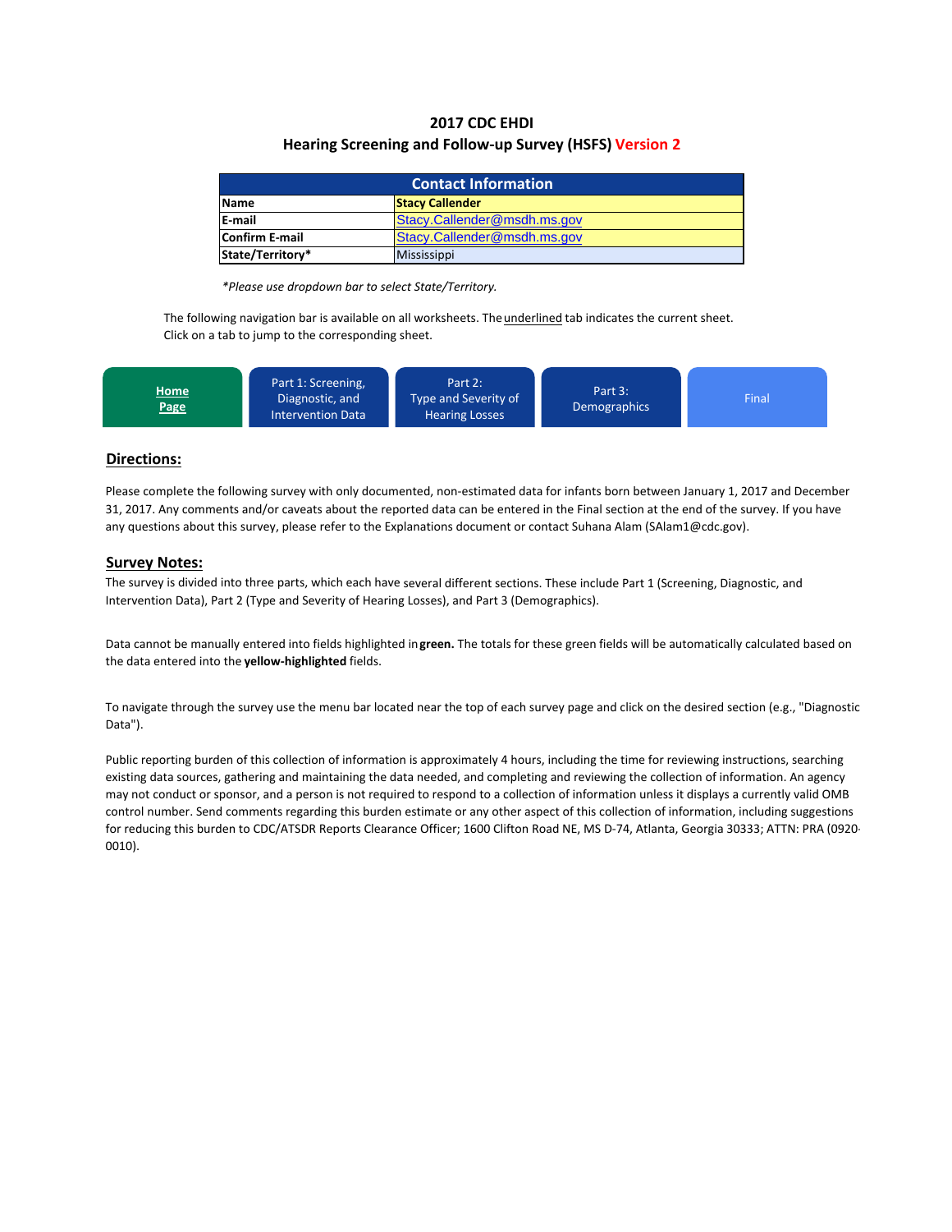# 2017 CDC EHDI
## Hearing Screening and Follow-up Survey (HSFS) Version 2

| Contact Information | |
|---|---|
| **Name** | **Stacy Callender** |
| **E-mail** | Stacy.Callender@msdh.ms.gov |
| **Confirm E-mail** | Stacy.Callender@msdh.ms.gov |
| **State/Territory*** | Mississippi |

*\*Please use dropdown bar to select State/Territory.*

The following navigation bar is available on all worksheets. The underlined tab indicates the current sheet. Click on a tab to jump to the corresponding sheet.

| Home Page | Part 1: Screening, Diagnostic, and Intervention Data | Part 2: Type and Severity of Hearing Losses | Part 3: Demographics | Final |
|---|---|---|---|---|

## Directions:

Please complete the following survey with only documented, non-estimated data for infants born between January 1, 2017 and December 31, 2017. Any comments and/or caveats about the reported data can be entered in the Final section at the end of the survey. If you have any questions about this survey, please refer to the Explanations document or contact Suhana Alam (SAlam1@cdc.gov).

## Survey Notes:

The survey is divided into three parts, which each have several different sections. These include Part 1 (Screening, Diagnostic, and Intervention Data), Part 2 (Type and Severity of Hearing Losses), and Part 3 (Demographics).

Data cannot be manually entered into fields highlighted in **green.** The totals for these green fields will be automatically calculated based on the data entered into the **yellow-highlighted** fields.

To navigate through the survey use the menu bar located near the top of each survey page and click on the desired section (e.g., "Diagnostic Data").

Public reporting burden of this collection of information is approximately 4 hours, including the time for reviewing instructions, searching existing data sources, gathering and maintaining the data needed, and completing and reviewing the collection of information. An agency may not conduct or sponsor, and a person is not required to respond to a collection of information unless it displays a currently valid OMB control number. Send comments regarding this burden estimate or any other aspect of this collection of information, including suggestions for reducing this burden to CDC/ATSDR Reports Clearance Officer; 1600 Clifton Road NE, MS D-74, Atlanta, Georgia 30333; ATTN: PRA (0920-0010).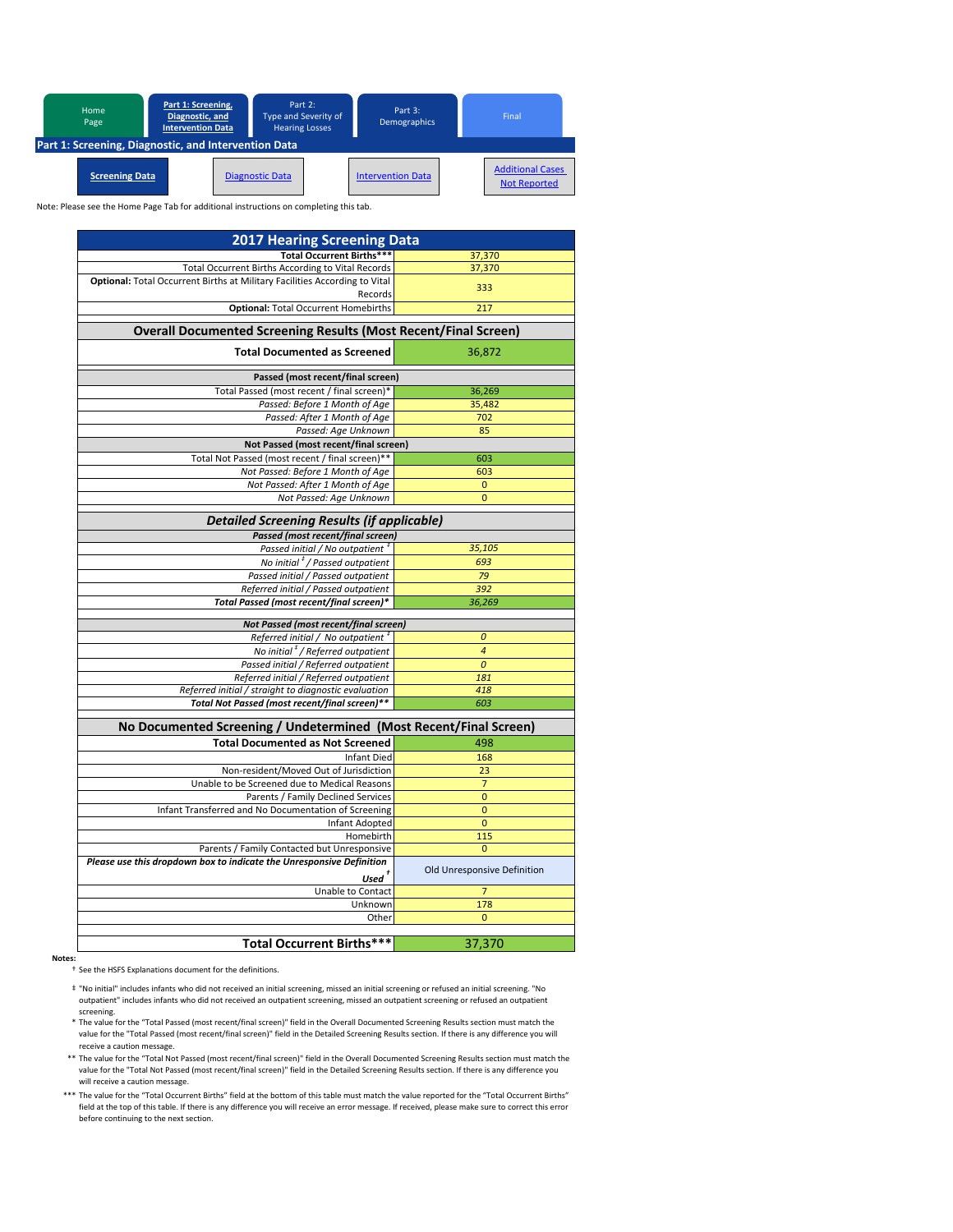Home Page | **Part 1: Screening, Diagnostic, and Intervention Data** | Part 2: Type and Severity of Hearing Losses | Part 3: Demographics | Final

## Part 1: Screening, Diagnostic, and Intervention Data

**Screening Data** | Diagnostic Data | Intervention Data | Additional Cases Not Reported

Note: Please see the Home Page Tab for additional instructions on completing this tab.

| 2017 Hearing Screening Data | |
|---|---|
| **Total Occurrent Births*****| 37,370 |
| Total Occurrent Births According to Vital Records | 37,370 |
| **Optional:** Total Occurrent Births at Military Facilities According to Vital Records | 333 |
| **Optional:** Total Occurrent Homebirths | 217 |
| **Overall Documented Screening Results (Most Recent/Final Screen)** | |
| **Total Documented as Screened** | 36,872 |
| **Passed (most recent/final screen)** | |
| Total Passed (most recent / final screen)* | 36,269 |
| *Passed: Before 1 Month of Age* | 35,482 |
| *Passed: After 1 Month of Age* | 702 |
| *Passed: Age Unknown* | 85 |
| **Not Passed (most recent/final screen)** | |
| Total Not Passed (most recent / final screen)** | 603 |
| *Not Passed: Before 1 Month of Age* | 603 |
| *Not Passed: After 1 Month of Age* | 0 |
| *Not Passed: Age Unknown* | 0 |
| ***Detailed Screening Results (if applicable)*** | |
| ***Passed (most recent/final screen)*** | |
| *Passed initial / No outpatient ‡* | *35,105* |
| *No initial ‡ / Passed outpatient* | *693* |
| *Passed initial / Passed outpatient* | *79* |
| *Referred initial / Passed outpatient* | *392* |
| ***Total Passed (most recent/final screen)**** | *36,269* |
| ***Not Passed (most recent/final screen)*** | |
| *Referred initial / No outpatient ‡* | *0* |
| *No initial ‡ / Referred outpatient* | *4* |
| *Passed initial / Referred outpatient* | *0* |
| *Referred initial / Referred outpatient* | *181* |
| *Referred initial / straight to diagnostic evaluation* | *418* |
| ***Total Not Passed (most recent/final screen)***** | *603* |
| **No Documented Screening / Undetermined (Most Recent/Final Screen)** | |
| **Total Documented as Not Screened** | 498 |
| Infant Died | 168 |
| Non-resident/Moved Out of Jurisdiction | 23 |
| Unable to be Screened due to Medical Reasons | 7 |
| Parents / Family Declined Services | 0 |
| Infant Transferred and No Documentation of Screening | 0 |
| Infant Adopted | 0 |
| Homebirth | 115 |
| Parents / Family Contacted but Unresponsive | 0 |
| ***Please use this dropdown box to indicate the Unresponsive Definition Used †*** | Old Unresponsive Definition |
| Unable to Contact | 7 |
| Unknown | 178 |
| Other | 0 |
| **Total Occurrent Births***** | 37,370 |

**Notes:**

† See the HSFS Explanations document for the definitions.

‡ "No initial" includes infants who did not received an initial screening, missed an initial screening or refused an initial screening. "No outpatient" includes infants who did not received an outpatient screening, missed an outpatient screening or refused an outpatient screening.

\* The value for the "Total Passed (most recent/final screen)" field in the Overall Documented Screening Results section must match the value for the "Total Passed (most recent/final screen)" field in the Detailed Screening Results section. If there is any difference you will receive a caution message.

** The value for the "Total Not Passed (most recent/final screen)" field in the Overall Documented Screening Results section must match the value for the "Total Not Passed (most recent/final screen)" field in the Detailed Screening Results section. If there is any difference you will receive a caution message.

*** The value for the "Total Occurrent Births" field at the bottom of this table must match the value reported for the "Total Occurrent Births" field at the top of this table. If there is any difference you will receive an error message. If received, please make sure to correct this error before continuing to the next section.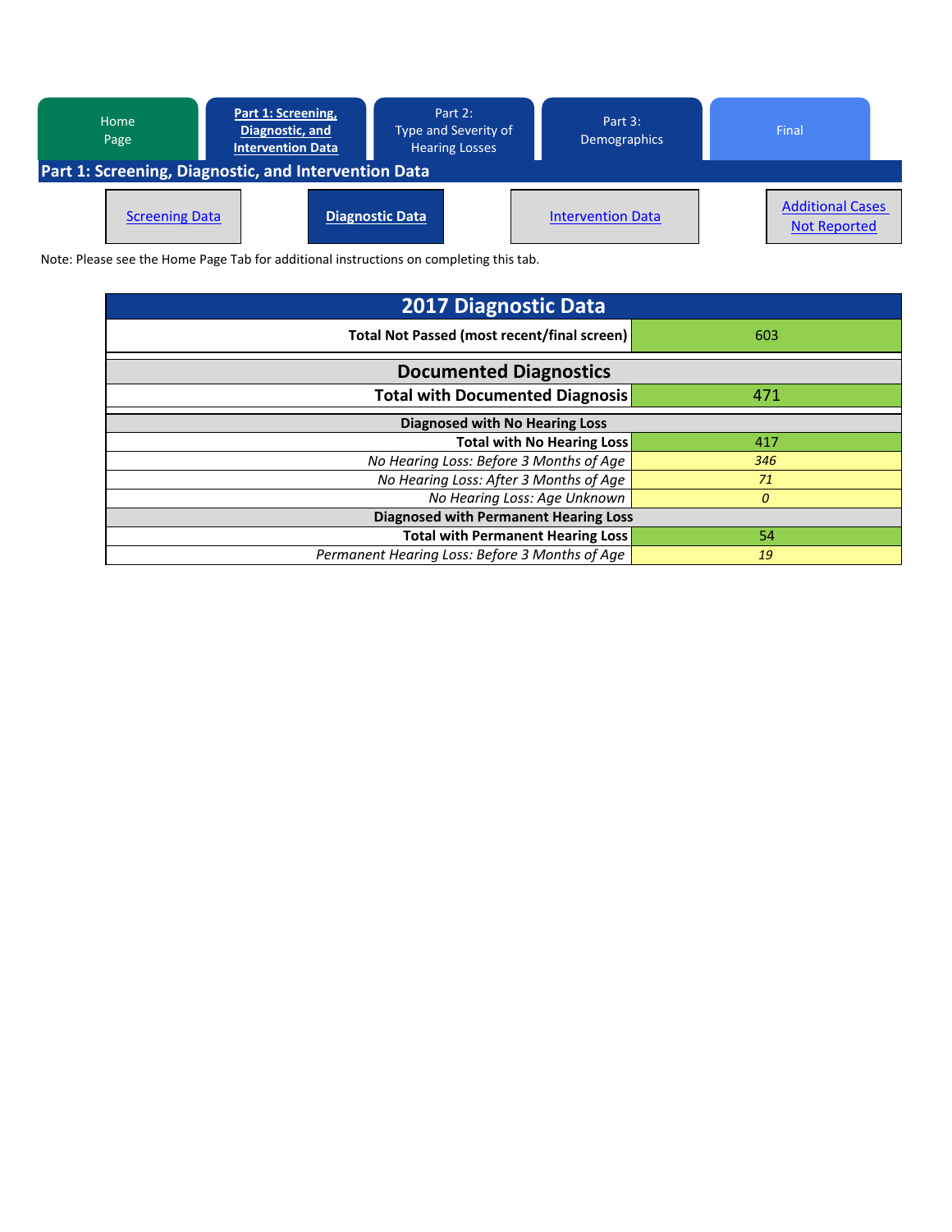| Home Page | Part 1: Screening, Diagnostic, and Intervention Data | Part 2: Type and Severity of Hearing Losses | Part 3: Demographics | Final |
|---|---|---|---|---|

## Part 1: Screening, Diagnostic, and Intervention Data

| Screening Data | Diagnostic Data | Intervention Data | Additional Cases Not Reported |
|---|---|---|---|

Note: Please see the Home Page Tab for additional instructions on completing this tab.

| 2017 Diagnostic Data | |
|---|---|
| **Total Not Passed (most recent/final screen)** | 603 |
| **Documented Diagnostics** | |
| **Total with Documented Diagnosis** | 471 |
| **Diagnosed with No Hearing Loss** | |
| **Total with No Hearing Loss** | 417 |
| *No Hearing Loss: Before 3 Months of Age* | *346* |
| *No Hearing Loss: After 3 Months of Age* | *71* |
| *No Hearing Loss: Age Unknown* | *0* |
| **Diagnosed with Permanent Hearing Loss** | |
| **Total with Permanent Hearing Loss** | 54 |
| *Permanent Hearing Loss: Before 3 Months of Age* | *19* |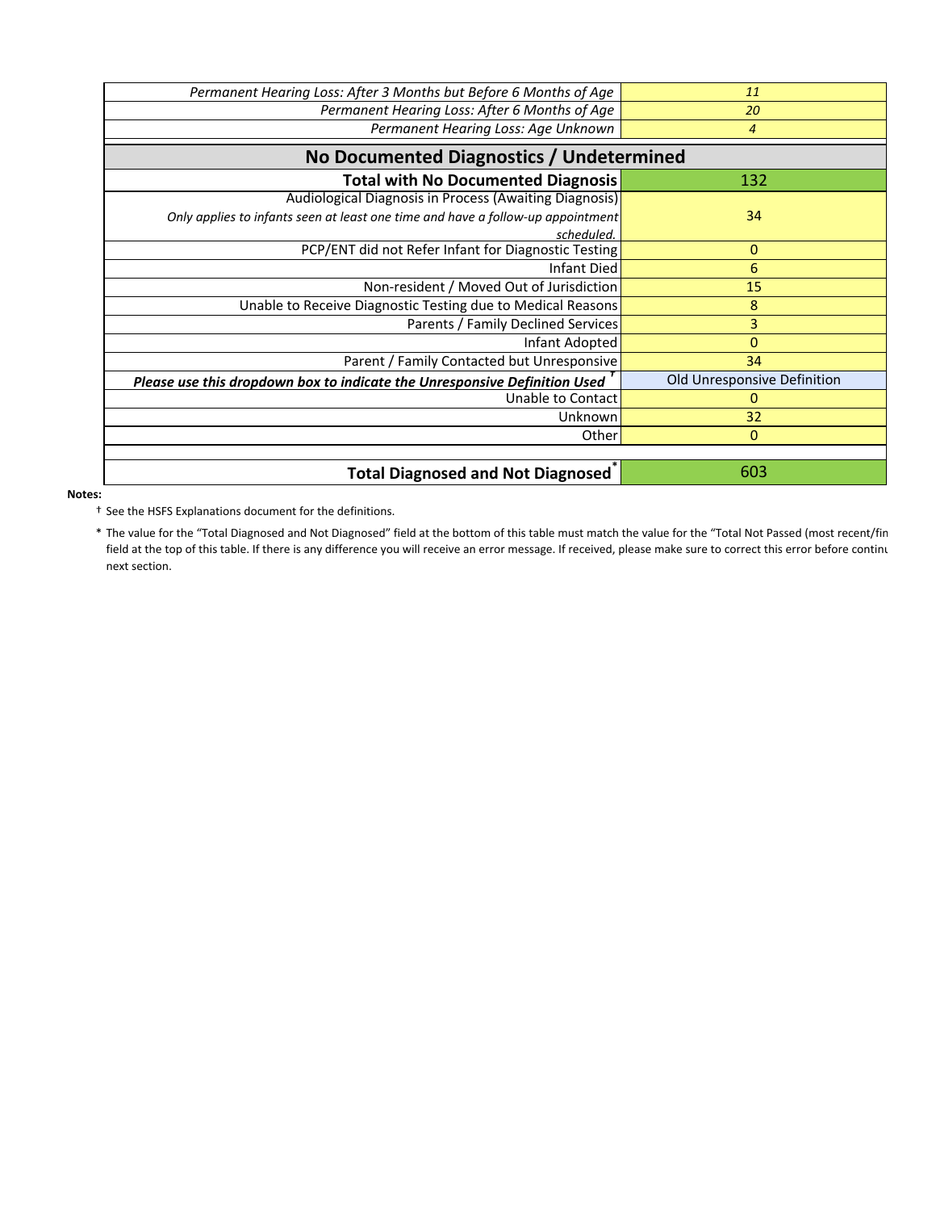| | |
|---|---|
| *Permanent Hearing Loss: After 3 Months but Before 6 Months of Age* | *11* |
| *Permanent Hearing Loss: After 6 Months of Age* | *20* |
| *Permanent Hearing Loss: Age Unknown* | *4* |

## No Documented Diagnostics / Undetermined

| | |
|---|---|
| **Total with No Documented Diagnosis** | 132 |
| Audiological Diagnosis in Process (Awaiting Diagnosis) *Only applies to infants seen at least one time and have a follow-up appointment scheduled.* | 34 |
| PCP/ENT did not Refer Infant for Diagnostic Testing | 0 |
| Infant Died | 6 |
| Non-resident / Moved Out of Jurisdiction | 15 |
| Unable to Receive Diagnostic Testing due to Medical Reasons | 8 |
| Parents / Family Declined Services | 3 |
| Infant Adopted | 0 |
| Parent / Family Contacted but Unresponsive | 34 |
| ***Please use this dropdown box to indicate the Unresponsive Definition Used*** † | Old Unresponsive Definition |
| Unable to Contact | 0 |
| Unknown | 32 |
| Other | 0 |
| | |
| **Total Diagnosed and Not Diagnosed*** | 603 |

**Notes:**

† See the HSFS Explanations document for the definitions.

* The value for the "Total Diagnosed and Not Diagnosed" field at the bottom of this table must match the value for the "Total Not Passed (most recent/fin field at the top of this table. If there is any difference you will receive an error message. If received, please make sure to correct this error before continu next section.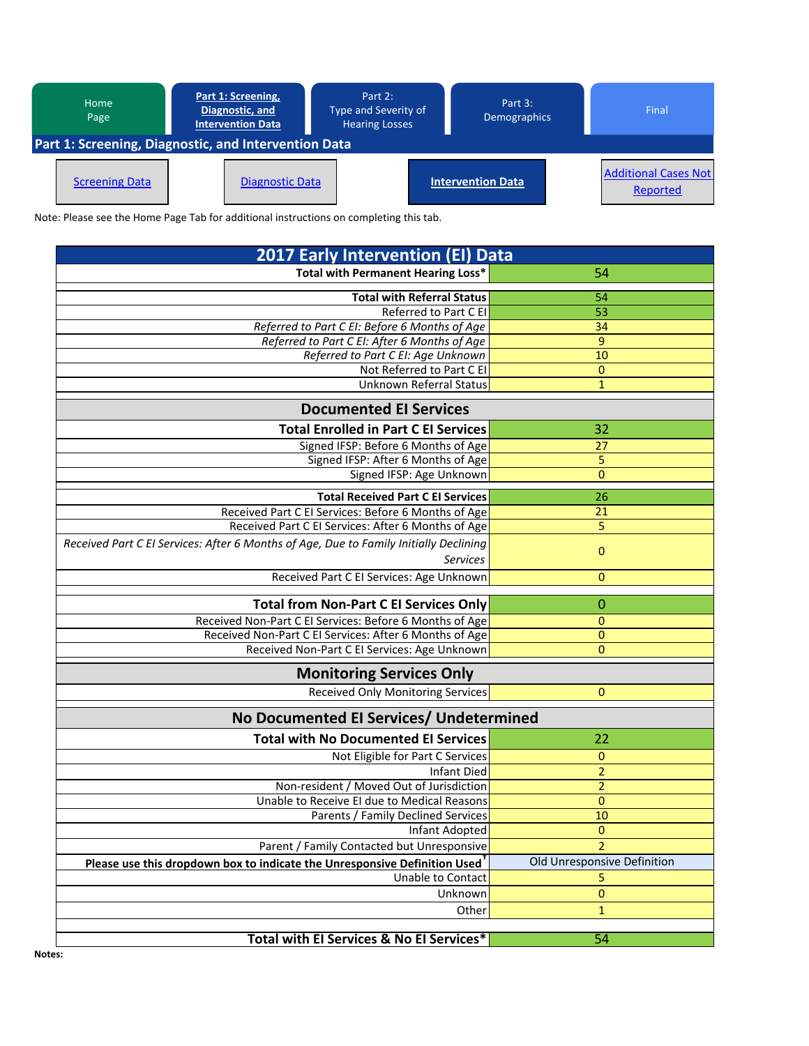Home Page | **Part 1: Screening, Diagnostic, and Intervention Data** | Part 2: Type and Severity of Hearing Losses | Part 3: Demographics | Final

## Part 1: Screening, Diagnostic, and Intervention Data

Screening Data | Diagnostic Data | **Intervention Data** | Additional Cases Not Reported

Note: Please see the Home Page Tab for additional instructions on completing this tab.

| 2017 Early Intervention (EI) Data | |
|---|---|
| **Total with Permanent Hearing Loss*** | 54 |
| | |
| **Total with Referral Status** | 54 |
| Referred to Part C EI | 53 |
| *Referred to Part C EI: Before 6 Months of Age* | 34 |
| *Referred to Part C EI: After 6 Months of Age* | 9 |
| *Referred to Part C EI: Age Unknown* | 10 |
| Not Referred to Part C EI | 0 |
| Unknown Referral Status | 1 |
| **Documented EI Services** | |
| **Total Enrolled in Part C EI Services** | 32 |
| Signed IFSP: Before 6 Months of Age | 27 |
| Signed IFSP: After 6 Months of Age | 5 |
| Signed IFSP: Age Unknown | 0 |
| | |
| **Total Received Part C EI Services** | 26 |
| Received Part C EI Services: Before 6 Months of Age | 21 |
| Received Part C EI Services: After 6 Months of Age | 5 |
| *Received Part C EI Services: After 6 Months of Age, Due to Family Initially Declining Services* | 0 |
| Received Part C EI Services: Age Unknown | 0 |
| | |
| **Total from Non-Part C EI Services Only** | 0 |
| Received Non-Part C EI Services: Before 6 Months of Age | 0 |
| Received Non-Part C EI Services: After 6 Months of Age | 0 |
| Received Non-Part C EI Services: Age Unknown | 0 |
| **Monitoring Services Only** | |
| Received Only Monitoring Services | 0 |
| **No Documented EI Services/ Undetermined** | |
| **Total with No Documented EI Services** | 22 |
| Not Eligible for Part C Services | 0 |
| Infant Died | 2 |
| Non-resident / Moved Out of Jurisdiction | 2 |
| Unable to Receive EI due to Medical Reasons | 0 |
| Parents / Family Declined Services | 10 |
| Infant Adopted | 0 |
| Parent / Family Contacted but Unresponsive | 2 |
| **Please use this dropdown box to indicate the Unresponsive Definition Used**[†] | Old Unresponsive Definition |
| Unable to Contact | 5 |
| Unknown | 0 |
| Other | 1 |
| | |
| **Total with EI Services & No EI Services*** | 54 |

**Notes:**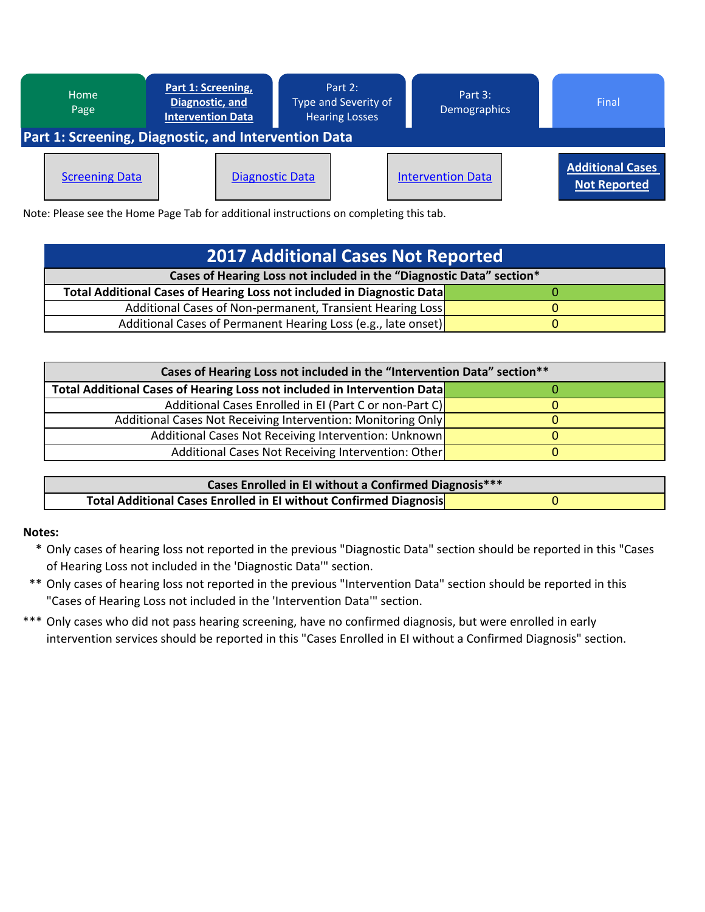Home Page | **Part 1: Screening, Diagnostic, and Intervention Data** | Part 2: Type and Severity of Hearing Losses | Part 3: Demographics | Final

## Part 1: Screening, Diagnostic, and Intervention Data

Screening Data | Diagnostic Data | Intervention Data | **Additional Cases Not Reported**

Note: Please see the Home Page Tab for additional instructions on completing this tab.

# 2017 Additional Cases Not Reported

| Cases of Hearing Loss not included in the “Diagnostic Data” section* | |
|---|---|
| **Total Additional Cases of Hearing Loss not included in Diagnostic Data** | 0 |
| Additional Cases of Non-permanent, Transient Hearing Loss | 0 |
| Additional Cases of Permanent Hearing Loss (e.g., late onset) | 0 |

| Cases of Hearing Loss not included in the “Intervention Data” section** | |
|---|---|
| **Total Additional Cases of Hearing Loss not included in Intervention Data** | 0 |
| Additional Cases Enrolled in EI (Part C or non-Part C) | 0 |
| Additional Cases Not Receiving Intervention: Monitoring Only | 0 |
| Additional Cases Not Receiving Intervention: Unknown | 0 |
| Additional Cases Not Receiving Intervention: Other | 0 |

| Cases Enrolled in EI without a Confirmed Diagnosis*** | |
|---|---|
| **Total Additional Cases Enrolled in EI without Confirmed Diagnosis** | 0 |

**Notes:**

\* Only cases of hearing loss not reported in the previous "Diagnostic Data" section should be reported in this "Cases of Hearing Loss not included in the 'Diagnostic Data'" section.

\** Only cases of hearing loss not reported in the previous "Intervention Data" section should be reported in this "Cases of Hearing Loss not included in the 'Intervention Data'" section.

\*** Only cases who did not pass hearing screening, have no confirmed diagnosis, but were enrolled in early intervention services should be reported in this "Cases Enrolled in EI without a Confirmed Diagnosis" section.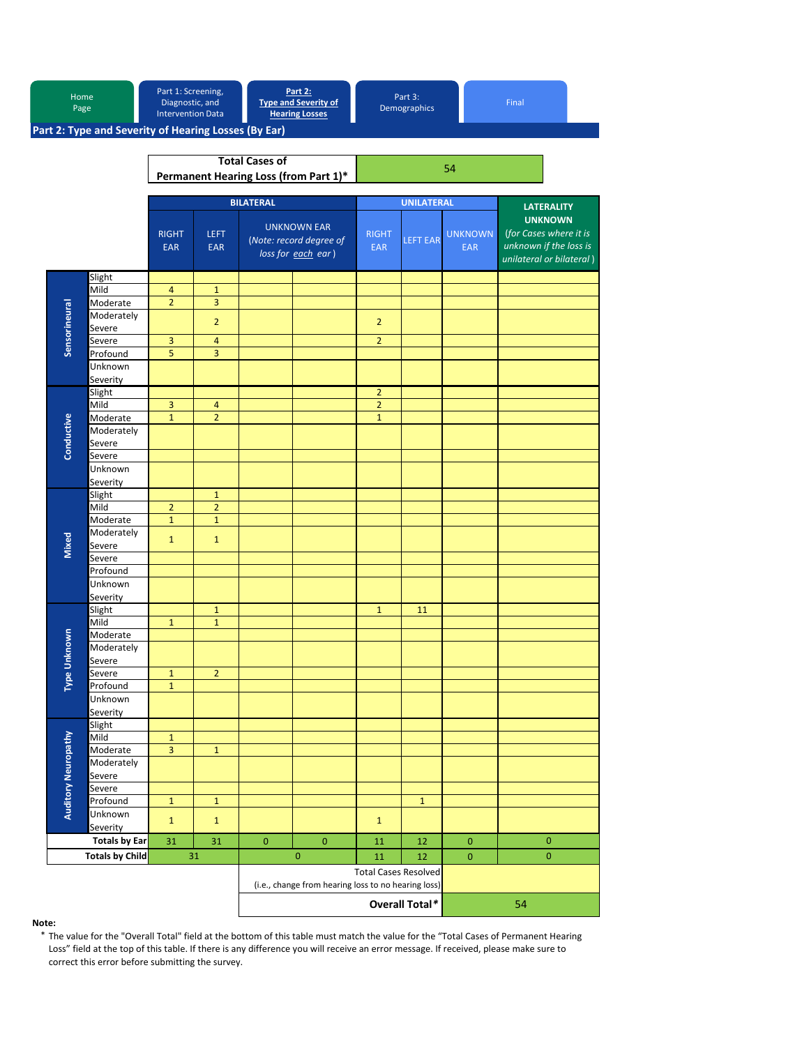Home Page | Part 1: Screening, Diagnostic, and Intervention Data | **Part 2: Type and Severity of Hearing Losses** | Part 3: Demographics | Final

## Part 2: Type and Severity of Hearing Losses (By Ear)

| **Total Cases of Permanent Hearing Loss (from Part 1)*** | 54 |
|---|---|

| Type | Severity | BILATERAL RIGHT EAR | BILATERAL LEFT EAR | BILATERAL UNKNOWN EAR (*Note: record degree of loss for each ear*) | | UNILATERAL RIGHT EAR | UNILATERAL LEFT EAR | UNILATERAL UNKNOWN EAR | LATERALITY UNKNOWN (*for Cases where it is unknown if the loss is unilateral or bilateral*) |
|---|---|---|---|---|---|---|---|---|---|
| Sensorineural | Slight | | | | | | | | |
| | Mild | 4 | 1 | | | | | | |
| | Moderate | 2 | 3 | | | | | | |
| | Moderately Severe | | 2 | | | 2 | | | |
| | Severe | 3 | 4 | | | 2 | | | |
| | Profound | 5 | 3 | | | | | | |
| | Unknown Severity | | | | | | | | |
| Conductive | Slight | | | | | 2 | | | |
| | Mild | 3 | 4 | | | 2 | | | |
| | Moderate | 1 | 2 | | | 1 | | | |
| | Moderately Severe | | | | | | | | |
| | Severe | | | | | | | | |
| | Unknown Severity | | | | | | | | |
| Mixed | Slight | | 1 | | | | | | |
| | Mild | 2 | 2 | | | | | | |
| | Moderate | 1 | 1 | | | | | | |
| | Moderately Severe | 1 | 1 | | | | | | |
| | Severe | | | | | | | | |
| | Profound | | | | | | | | |
| | Unknown Severity | | | | | | | | |
| Type Unknown | Slight | | 1 | | | 1 | 11 | | |
| | Mild | 1 | 1 | | | | | | |
| | Moderate | | | | | | | | |
| | Moderately Severe | | | | | | | | |
| | Severe | 1 | 2 | | | | | | |
| | Profound | 1 | | | | | | | |
| | Unknown Severity | | | | | | | | |
| Auditory Neuropathy | Slight | | | | | | | | |
| | Mild | 1 | | | | | | | |
| | Moderate | 3 | 1 | | | | | | |
| | Moderately Severe | | | | | | | | |
| | Severe | | | | | | | | |
| | Profound | 1 | 1 | | | | 1 | | |
| | Unknown Severity | 1 | 1 | | | 1 | | | |
| | **Totals by Ear** | 31 | 31 | 0 | 0 | 11 | 12 | 0 | 0 |
| | **Totals by Child** | 31 | | 0 | | 11 | 12 | 0 | 0 |

| Total Cases Resolved (i.e., change from hearing loss to no hearing loss) | |
|---|---|
| **Overall Total*** | 54 |

**Note:**

\* The value for the "Overall Total" field at the bottom of this table must match the value for the "Total Cases of Permanent Hearing Loss" field at the top of this table. If there is any difference you will receive an error message. If received, please make sure to correct this error before submitting the survey.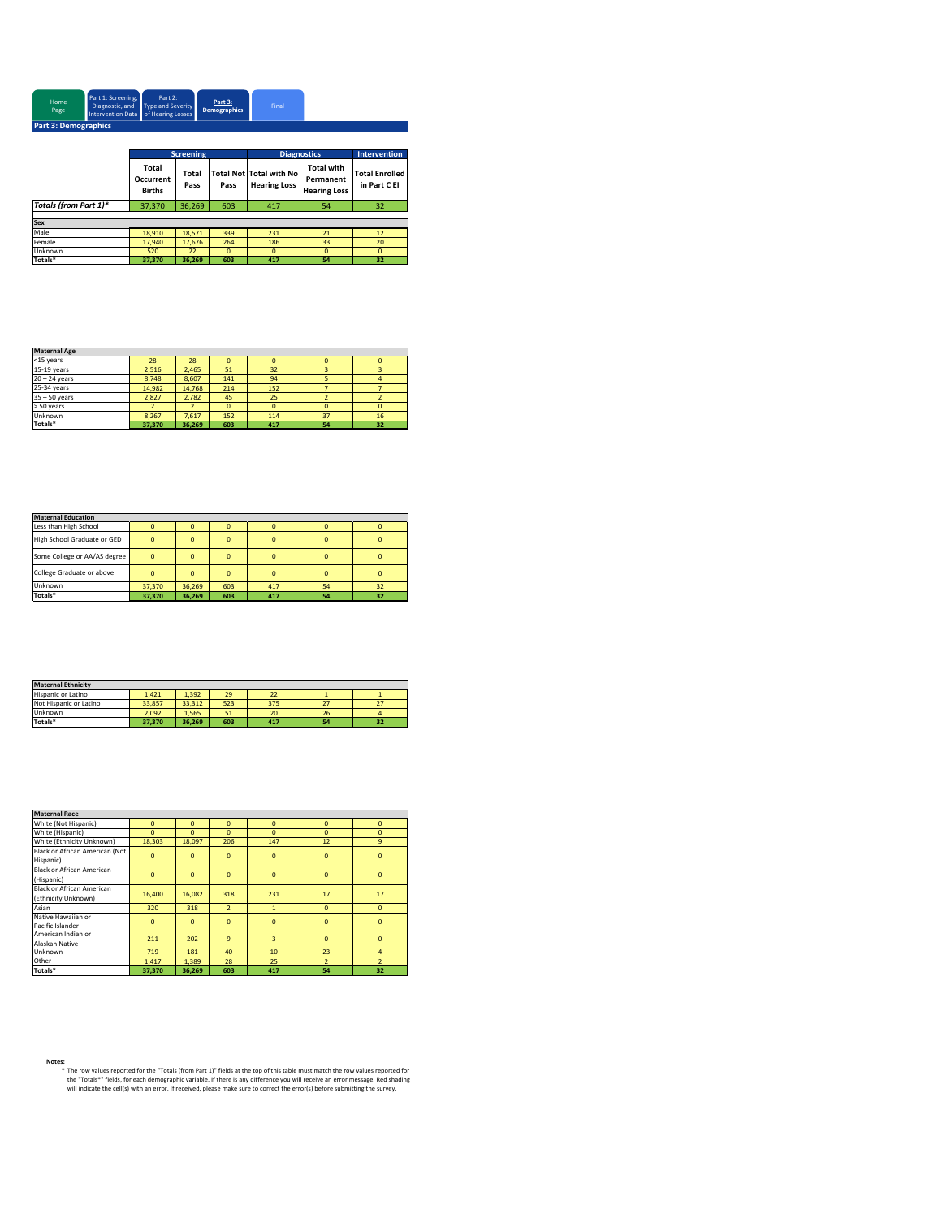Home Page | Part 1: Screening, Diagnostic, and Intervention Data | Part 2: Type and Severity of Hearing Losses | Part 3: Demographics | Final

## Part 3: Demographics

| | Screening | | | Diagnostics | | Intervention |
|---|---|---|---|---|---|---|
| | Total Occurrent Births | Total Pass | Total Not Pass | Total with No Hearing Loss | Total with Permanent Hearing Loss | Total Enrolled in Part C EI |
| *Totals (from Part 1)** | 37,370 | 36,269 | 603 | 417 | 54 | 32 |
| **Sex** | | | | | | |
| Male | 18,910 | 18,571 | 339 | 231 | 21 | 12 |
| Female | 17,940 | 17,676 | 264 | 186 | 33 | 20 |
| Unknown | 520 | 22 | 0 | 0 | 0 | 0 |
| **Totals*** | **37,370** | **36,269** | **603** | **417** | **54** | **32** |

| Maternal Age | | | | | | |
|---|---|---|---|---|---|---|
| <15 years | 28 | 28 | 0 | 0 | 0 | 0 |
| 15-19 years | 2,516 | 2,465 | 51 | 32 | 3 | 3 |
| 20 – 24 years | 8,748 | 8,607 | 141 | 94 | 5 | 4 |
| 25-34 years | 14,982 | 14,768 | 214 | 152 | 7 | 7 |
| 35 – 50 years | 2,827 | 2,782 | 45 | 25 | 2 | 2 |
| > 50 years | 2 | 2 | 0 | 0 | 0 | 0 |
| Unknown | 8,267 | 7,617 | 152 | 114 | 37 | 16 |
| **Totals*** | **37,370** | **36,269** | **603** | **417** | **54** | **32** |

| Maternal Education | | | | | | |
|---|---|---|---|---|---|---|
| Less than High School | 0 | 0 | 0 | 0 | 0 | 0 |
| High School Graduate or GED | 0 | 0 | 0 | 0 | 0 | 0 |
| Some College or AA/AS degree | 0 | 0 | 0 | 0 | 0 | 0 |
| College Graduate or above | 0 | 0 | 0 | 0 | 0 | 0 |
| Unknown | 37,370 | 36,269 | 603 | 417 | 54 | 32 |
| **Totals*** | **37,370** | **36,269** | **603** | **417** | **54** | **32** |

| Maternal Ethnicity | | | | | | |
|---|---|---|---|---|---|---|
| Hispanic or Latino | 1,421 | 1,392 | 29 | 22 | 1 | 1 |
| Not Hispanic or Latino | 33,857 | 33,312 | 523 | 375 | 27 | 27 |
| Unknown | 2,092 | 1,565 | 51 | 20 | 26 | 4 |
| **Totals*** | **37,370** | **36,269** | **603** | **417** | **54** | **32** |

| Maternal Race | | | | | | |
|---|---|---|---|---|---|---|
| White (Not Hispanic) | 0 | 0 | 0 | 0 | 0 | 0 |
| White (Hispanic) | 0 | 0 | 0 | 0 | 0 | 0 |
| White (Ethnicity Unknown) | 18,303 | 18,097 | 206 | 147 | 12 | 9 |
| Black or African American (Not Hispanic) | 0 | 0 | 0 | 0 | 0 | 0 |
| Black or African American (Hispanic) | 0 | 0 | 0 | 0 | 0 | 0 |
| Black or African American (Ethnicity Unknown) | 16,400 | 16,082 | 318 | 231 | 17 | 17 |
| Asian | 320 | 318 | 2 | 1 | 0 | 0 |
| Native Hawaiian or Pacific Islander | 0 | 0 | 0 | 0 | 0 | 0 |
| American Indian or Alaskan Native | 211 | 202 | 9 | 3 | 0 | 0 |
| Unknown | 719 | 181 | 40 | 10 | 23 | 4 |
| Other | 1,417 | 1,389 | 28 | 25 | 2 | 2 |
| **Totals*** | **37,370** | **36,269** | **603** | **417** | **54** | **32** |

**Notes:**

* The row values reported for the "Totals (from Part 1)" fields at the top of this table must match the row values reported for the "Totals*" fields, for each demographic variable. If there is any difference you will receive an error message. Red shading will indicate the cell(s) with an error. If received, please make sure to correct the error(s) before submitting the survey.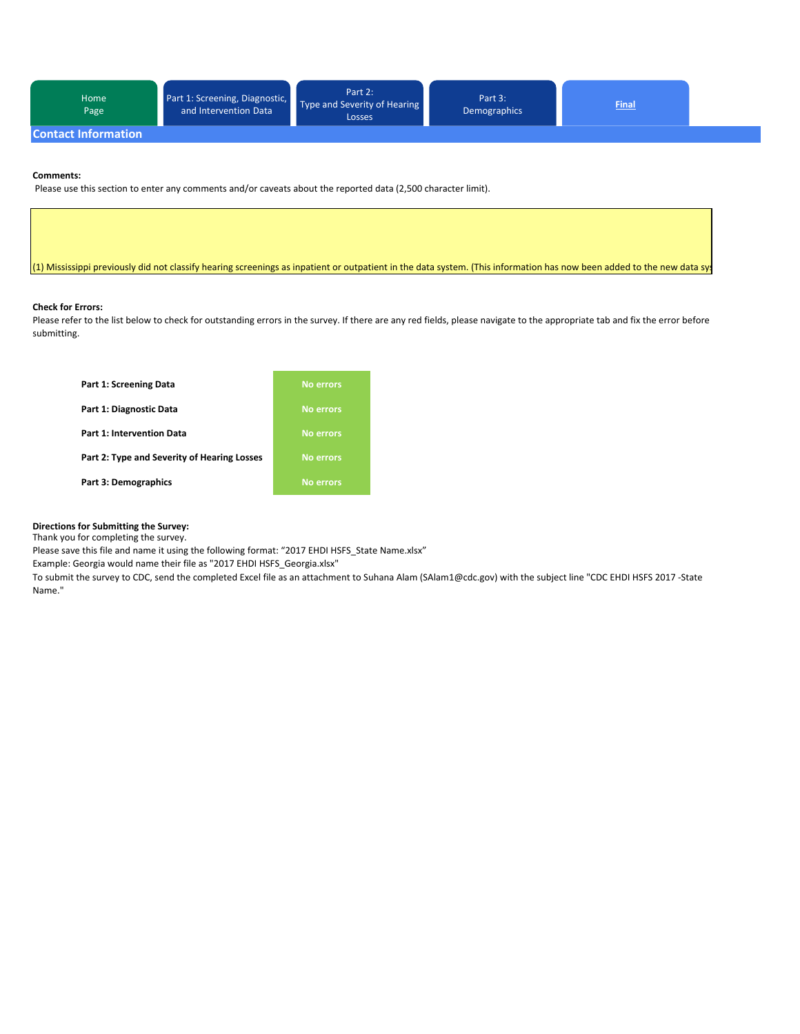Home Page | Part 1: Screening, Diagnostic, and Intervention Data | Part 2: Type and Severity of Hearing Losses | Part 3: Demographics | **Final**

## Contact Information

**Comments:**
Please use this section to enter any comments and/or caveats about the reported data (2,500 character limit).

(1) Mississippi previously did not classify hearing screenings as inpatient or outpatient in the data system. (This information has now been added to the new data sys

**Check for Errors:**
Please refer to the list below to check for outstanding errors in the survey. If there are any red fields, please navigate to the appropriate tab and fix the error before submitting.

| | |
|---|---|
| **Part 1: Screening Data** | No errors |
| **Part 1: Diagnostic Data** | No errors |
| **Part 1: Intervention Data** | No errors |
| **Part 2: Type and Severity of Hearing Losses** | No errors |
| **Part 3: Demographics** | No errors |

**Directions for Submitting the Survey:**
Thank you for completing the survey.
Please save this file and name it using the following format: "2017 EHDI HSFS_State Name.xlsx"
Example: Georgia would name their file as "2017 EHDI HSFS_Georgia.xlsx"
To submit the survey to CDC, send the completed Excel file as an attachment to Suhana Alam (SAlam1@cdc.gov) with the subject line "CDC EHDI HSFS 2017 -State Name."